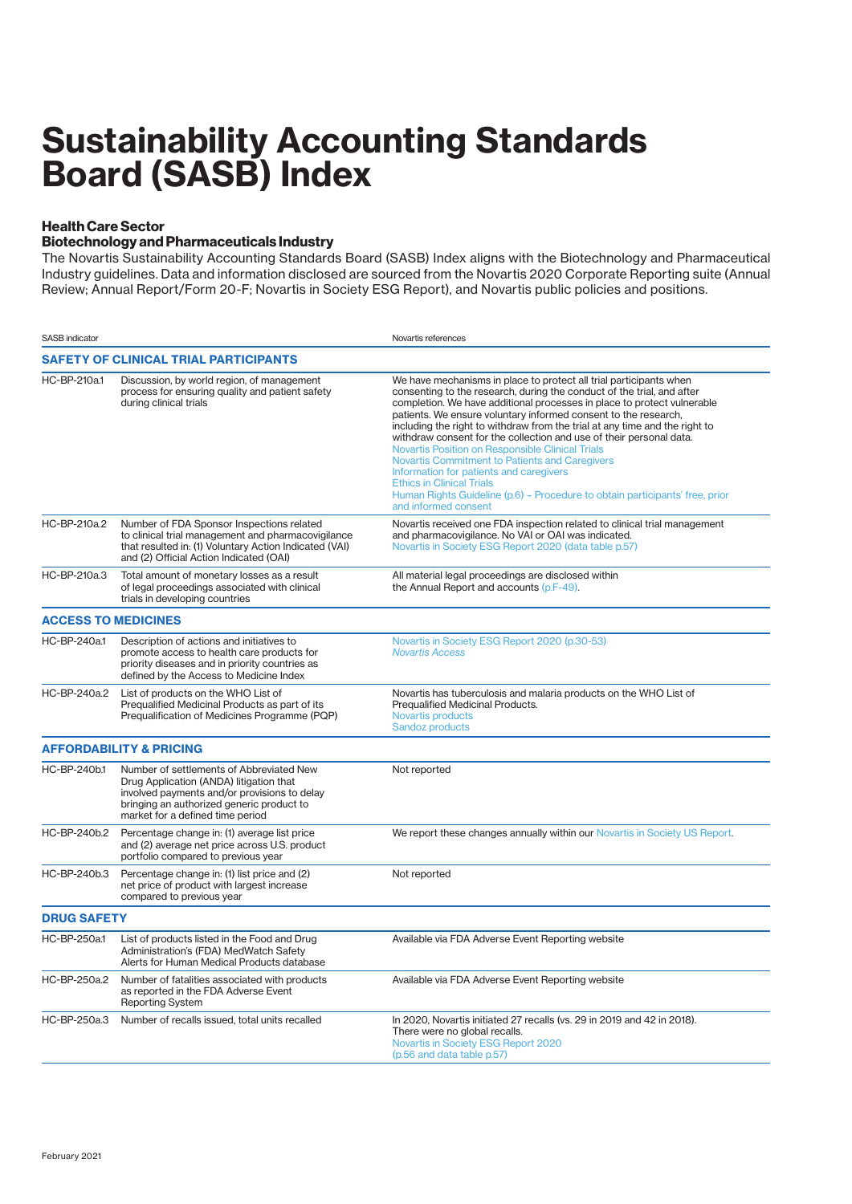# Sustainability Accounting Standards Board (SASB) Index

### Health Care Sector
### Biotechnology and Pharmaceuticals Industry

The Novartis Sustainability Accounting Standards Board (SASB) Index aligns with the Biotechnology and Pharmaceutical Industry guidelines. Data and information disclosed are sourced from the Novartis 2020 Corporate Reporting suite (Annual Review; Annual Report/Form 20-F; Novartis in Society ESG Report), and Novartis public policies and positions.

| SASB indicator | | Novartis references |
|---|---|---|
| **SAFETY OF CLINICAL TRIAL PARTICIPANTS** | | |
| HC-BP-210a.1 | Discussion, by world region, of management process for ensuring quality and patient safety during clinical trials | We have mechanisms in place to protect all trial participants when consenting to the research, during the conduct of the trial, and after completion. We have additional processes in place to protect vulnerable patients. We ensure voluntary informed consent to the research, including the right to withdraw from the trial at any time and the right to withdraw consent for the collection and use of their personal data.<br>Novartis Position on Responsible Clinical Trials<br>Novartis Commitment to Patients and Caregivers<br>Information for patients and caregivers<br>Ethics in Clinical Trials<br>Human Rights Guideline (p.6) – Procedure to obtain participants' free, prior and informed consent |
| HC-BP-210a.2 | Number of FDA Sponsor Inspections related to clinical trial management and pharmacovigilance that resulted in: (1) Voluntary Action Indicated (VAI) and (2) Official Action Indicated (OAI) | Novartis received one FDA inspection related to clinical trial management and pharmacovigilance. No VAI or OAI was indicated.<br>Novartis in Society ESG Report 2020 (data table p.57) |
| HC-BP-210a.3 | Total amount of monetary losses as a result of legal proceedings associated with clinical trials in developing countries | All material legal proceedings are disclosed within the Annual Report and accounts (p.F-49). |
| **ACCESS TO MEDICINES** | | |
| HC-BP-240a.1 | Description of actions and initiatives to promote access to health care products for priority diseases and in priority countries as defined by the Access to Medicine Index | Novartis in Society ESG Report 2020 (p.30-53)<br>*Novartis Access* |
| HC-BP-240a.2 | List of products on the WHO List of Prequalified Medicinal Products as part of its Prequalification of Medicines Programme (PQP) | Novartis has tuberculosis and malaria products on the WHO List of Prequalified Medicinal Products.<br>Novartis products<br>Sandoz products |
| **AFFORDABILITY & PRICING** | | |
| HC-BP-240b.1 | Number of settlements of Abbreviated New Drug Application (ANDA) litigation that involved payments and/or provisions to delay bringing an authorized generic product to market for a defined time period | Not reported |
| HC-BP-240b.2 | Percentage change in: (1) average list price and (2) average net price across U.S. product portfolio compared to previous year | We report these changes annually within our Novartis in Society US Report. |
| HC-BP-240b.3 | Percentage change in: (1) list price and (2) net price of product with largest increase compared to previous year | Not reported |
| **DRUG SAFETY** | | |
| HC-BP-250a.1 | List of products listed in the Food and Drug Administration's (FDA) MedWatch Safety Alerts for Human Medical Products database | Available via FDA Adverse Event Reporting website |
| HC-BP-250a.2 | Number of fatalities associated with products as reported in the FDA Adverse Event Reporting System | Available via FDA Adverse Event Reporting website |
| HC-BP-250a.3 | Number of recalls issued, total units recalled | In 2020, Novartis initiated 27 recalls (vs. 29 in 2019 and 42 in 2018). There were no global recalls.<br>Novartis in Society ESG Report 2020 (p.56 and data table p.57) |

February 2021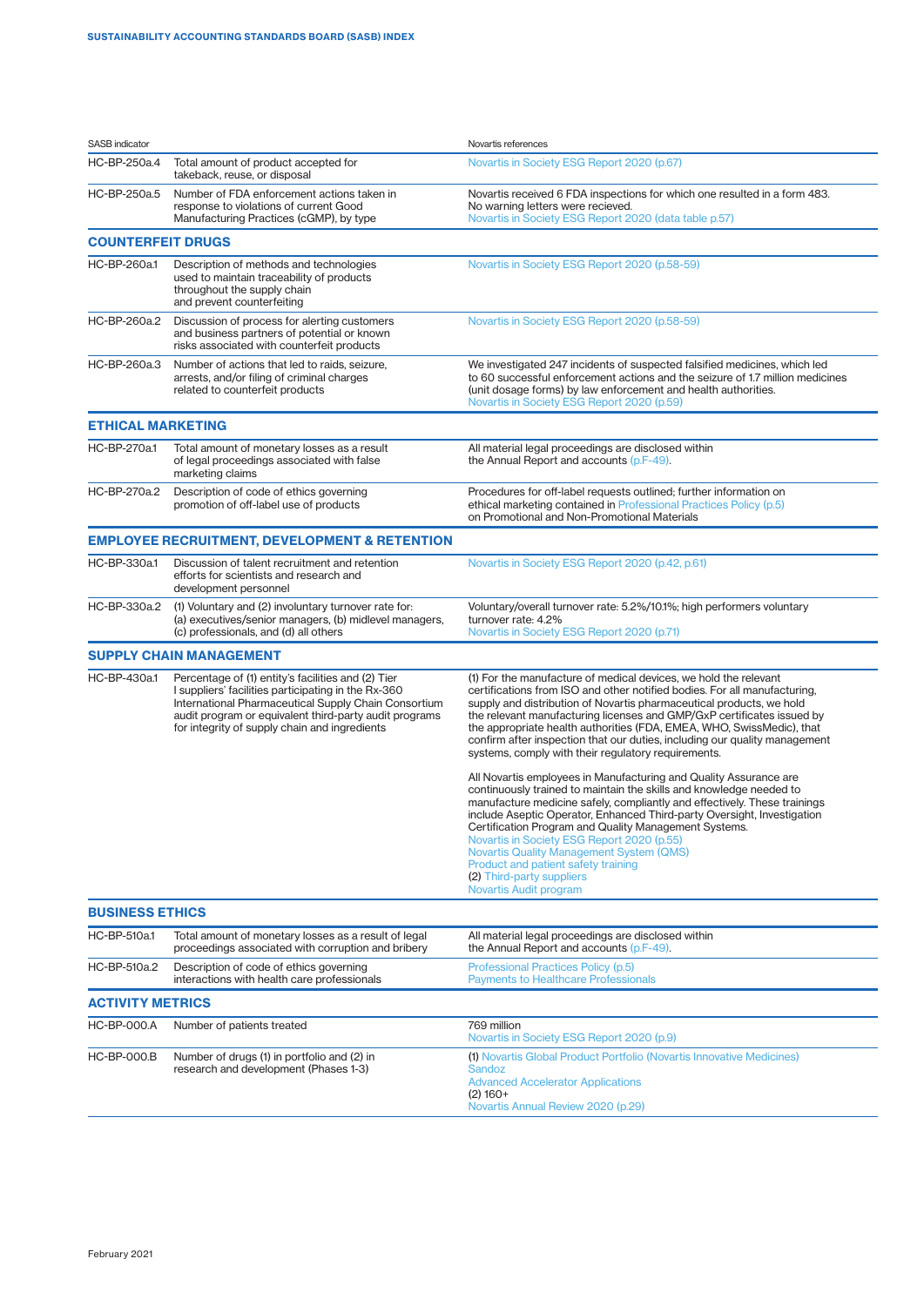## SUSTAINABILITY ACCOUNTING STANDARDS BOARD (SASB) INDEX

| SASB indicator | | Novartis references |
|---|---|---|
| HC-BP-250a.4 | Total amount of product accepted for takeback, reuse, or disposal | Novartis in Society ESG Report 2020 (p.67) |
| HC-BP-250a.5 | Number of FDA enforcement actions taken in response to violations of current Good Manufacturing Practices (cGMP), by type | Novartis received 6 FDA inspections for which one resulted in a form 483. No warning letters were recieved. Novartis in Society ESG Report 2020 (data table p.57) |
| **COUNTERFEIT DRUGS** | | |
| HC-BP-260a.1 | Description of methods and technologies used to maintain traceability of products throughout the supply chain and prevent counterfeiting | Novartis in Society ESG Report 2020 (p.58-59) |
| HC-BP-260a.2 | Discussion of process for alerting customers and business partners of potential or known risks associated with counterfeit products | Novartis in Society ESG Report 2020 (p.58-59) |
| HC-BP-260a.3 | Number of actions that led to raids, seizure, arrests, and/or filing of criminal charges related to counterfeit products | We investigated 247 incidents of suspected falsified medicines, which led to 60 successful enforcement actions and the seizure of 1.7 million medicines (unit dosage forms) by law enforcement and health authorities. Novartis in Society ESG Report 2020 (p.59) |
| **ETHICAL MARKETING** | | |
| HC-BP-270a.1 | Total amount of monetary losses as a result of legal proceedings associated with false marketing claims | All material legal proceedings are disclosed within the Annual Report and accounts (p.F-49). |
| HC-BP-270a.2 | Description of code of ethics governing promotion of off-label use of products | Procedures for off-label requests outlined; further information on ethical marketing contained in Professional Practices Policy (p.5) on Promotional and Non-Promotional Materials |
| **EMPLOYEE RECRUITMENT, DEVELOPMENT & RETENTION** | | |
| HC-BP-330a.1 | Discussion of talent recruitment and retention efforts for scientists and research and development personnel | Novartis in Society ESG Report 2020 (p.42, p.61) |
| HC-BP-330a.2 | (1) Voluntary and (2) involuntary turnover rate for: (a) executives/senior managers, (b) midlevel managers, (c) professionals, and (d) all others | Voluntary/overall turnover rate: 5.2%/10.1%; high performers voluntary turnover rate: 4.2% Novartis in Society ESG Report 2020 (p.71) |
| **SUPPLY CHAIN MANAGEMENT** | | |
| HC-BP-430a.1 | Percentage of (1) entity's facilities and (2) Tier I suppliers' facilities participating in the Rx-360 International Pharmaceutical Supply Chain Consortium audit program or equivalent third-party audit programs for integrity of supply chain and ingredients | (1) For the manufacture of medical devices, we hold the relevant certifications from ISO and other notified bodies. For all manufacturing, supply and distribution of Novartis pharmaceutical products, we hold the relevant manufacturing licenses and GMP/GxP certificates issued by the appropriate health authorities (FDA, EMEA, WHO, SwissMedic), that confirm after inspection that our duties, including our quality management systems, comply with their regulatory requirements.<br><br>All Novartis employees in Manufacturing and Quality Assurance are continuously trained to maintain the skills and knowledge needed to manufacture medicine safely, compliantly and effectively. These trainings include Aseptic Operator, Enhanced Third-party Oversight, Investigation Certification Program and Quality Management Systems.<br>Novartis in Society ESG Report 2020 (p.55)<br>Novartis Quality Management System (QMS)<br>Product and patient safety training<br>(2) Third-party suppliers<br>Novartis Audit program |
| **BUSINESS ETHICS** | | |
| HC-BP-510a.1 | Total amount of monetary losses as a result of legal proceedings associated with corruption and bribery | All material legal proceedings are disclosed within the Annual Report and accounts (p.F-49). |
| HC-BP-510a.2 | Description of code of ethics governing interactions with health care professionals | Professional Practices Policy (p.5)<br>Payments to Healthcare Professionals |
| **ACTIVITY METRICS** | | |
| HC-BP-000.A | Number of patients treated | 769 million<br>Novartis in Society ESG Report 2020 (p.9) |
| HC-BP-000.B | Number of drugs (1) in portfolio and (2) in research and development (Phases 1-3) | (1) Novartis Global Product Portfolio (Novartis Innovative Medicines)<br>Sandoz<br>Advanced Accelerator Applications<br>(2) 160+<br>Novartis Annual Review 2020 (p.29) |

February 2021